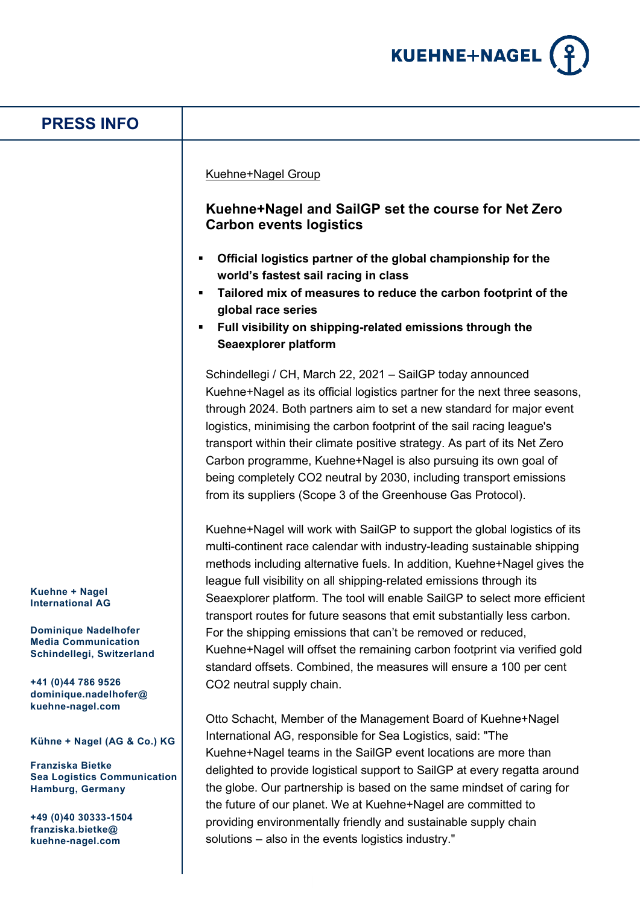# PRESS INFO

Kuehne+Nagel Group

## Kuehne+Nagel and SailGP set the course for Net Zero Carbon events logistics

- **Official logistics partner of the global championship for the world's fastest sail racing in class**
- **Tailored mix of measures to reduce the carbon footprint of the global race series**
- **Full visibility on shipping-related emissions through the Seaexplorer platform**

Schindellegi / CH, March 22, 2021 – SailGP today announced Kuehne+Nagel as its official logistics partner for the next three seasons, through 2024. Both partners aim to set a new standard for major event logistics, minimising the carbon footprint of the sail racing league's transport within their climate positive strategy. As part of its Net Zero Carbon programme, Kuehne+Nagel is also pursuing its own goal of being completely $CO_2$ neutral by 2030, including transport emissions from its suppliers (Scope 3 of the Greenhouse Gas Protocol).

Kuehne+Nagel will work with SailGP to support the global logistics of its multi-continent race calendar with industry-leading sustainable shipping methods including alternative fuels. In addition, Kuehne+Nagel gives the league full visibility on all shipping-related emissions through its Seaexplorer platform. The tool will enable SailGP to select more efficient transport routes for future seasons that emit substantially less carbon. For the shipping emissions that can't be removed or reduced, Kuehne+Nagel will offset the remaining carbon footprint via verified gold standard offsets. Combined, the measures will ensure a 100 per cent $CO_2$ neutral supply chain.

Otto Schacht, Member of the Management Board of Kuehne+Nagel International AG, responsible for Sea Logistics, said: "The Kuehne+Nagel teams in the SailGP event locations are more than delighted to provide logistical support to SailGP at every regatta around the globe. Our partnership is based on the same mindset of caring for the future of our planet. We at Kuehne+Nagel are committed to providing environmentally friendly and sustainable supply chain solutions – also in the events logistics industry."

**Kuehne + Nagel International AG**

**Dominique Nadelhofer**
**Media Communication**
**Schindellegi, Switzerland**

**+41 (0)44 786 9526**
**dominique.nadelhofer@kuehne-nagel.com**

**Kühne + Nagel (AG & Co.) KG**

**Franziska Bietke**
**Sea Logistics Communication**
**Hamburg, Germany**

**+49 (0)40 30333-1504**
**franziska.bietke@kuehne-nagel.com**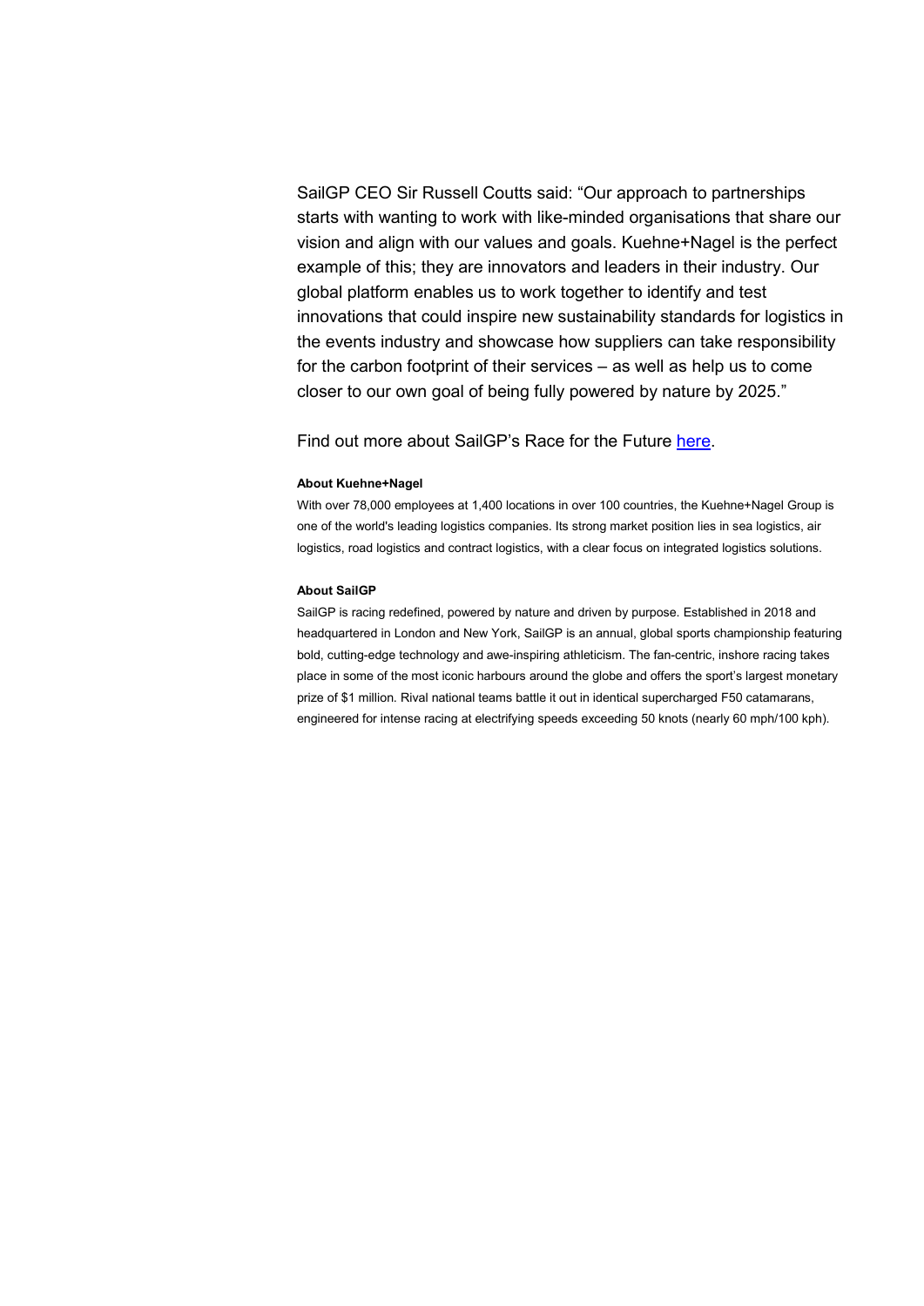SailGP CEO Sir Russell Coutts said: "Our approach to partnerships starts with wanting to work with like-minded organisations that share our vision and align with our values and goals. Kuehne+Nagel is the perfect example of this; they are innovators and leaders in their industry. Our global platform enables us to work together to identify and test innovations that could inspire new sustainability standards for logistics in the events industry and showcase how suppliers can take responsibility for the carbon footprint of their services – as well as help us to come closer to our own goal of being fully powered by nature by 2025."

Find out more about SailGP's Race for the Future here.

**About Kuehne+Nagel**

With over 78,000 employees at 1,400 locations in over 100 countries, the Kuehne+Nagel Group is one of the world's leading logistics companies. Its strong market position lies in sea logistics, air logistics, road logistics and contract logistics, with a clear focus on integrated logistics solutions.

**About SailGP**

SailGP is racing redefined, powered by nature and driven by purpose. Established in 2018 and headquartered in London and New York, SailGP is an annual, global sports championship featuring bold, cutting-edge technology and awe-inspiring athleticism. The fan-centric, inshore racing takes place in some of the most iconic harbours around the globe and offers the sport's largest monetary prize of $1 million. Rival national teams battle it out in identical supercharged F50 catamarans, engineered for intense racing at electrifying speeds exceeding 50 knots (nearly 60 mph/100 kph).